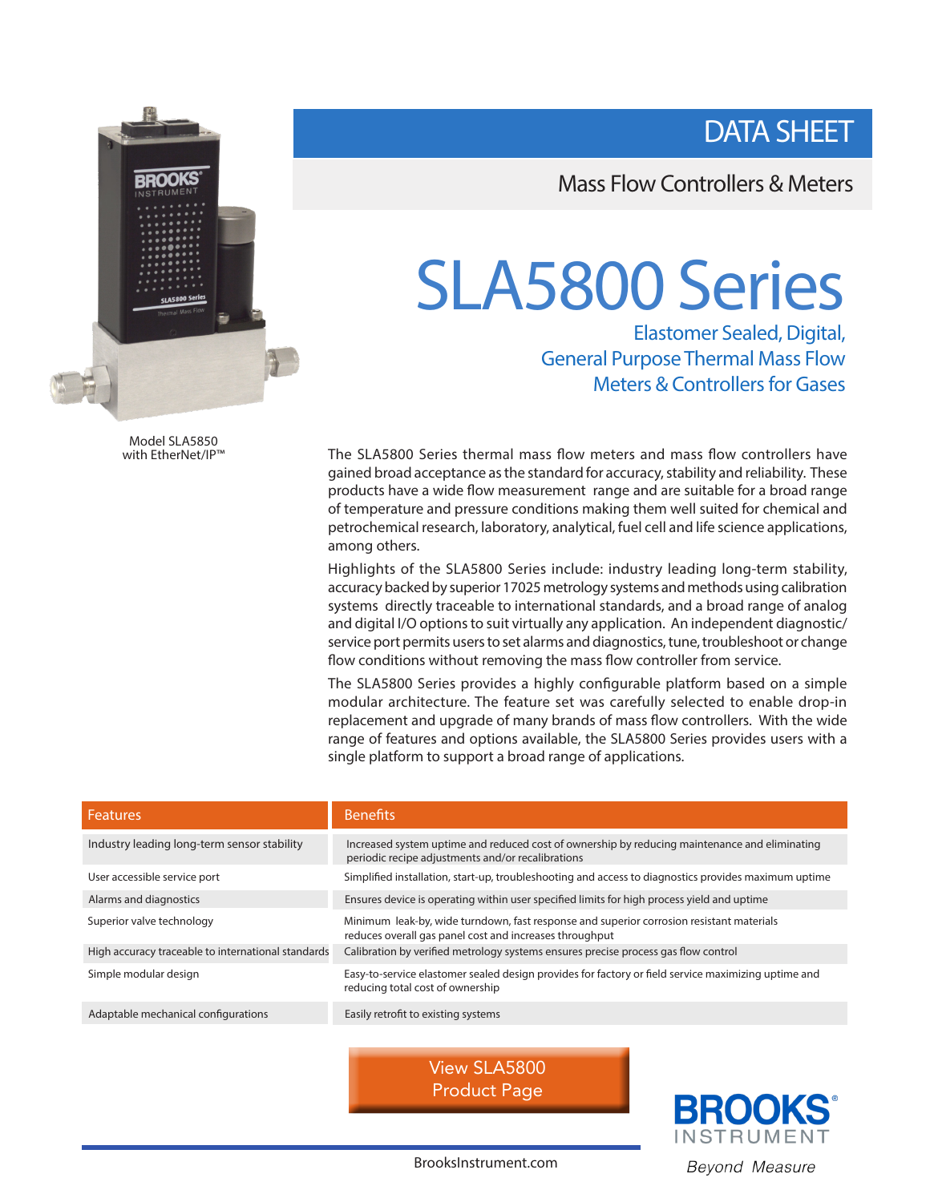# DATA SHEET

Mass Flow Controllers & Meters

# SLA5800 Series

## Elastomer Sealed, Digital, General Purpose Thermal Mass Flow Meters & Controllers for Gases

Model SLA5850
with EtherNet/IP™

The SLA5800 Series thermal mass flow meters and mass flow controllers have gained broad acceptance as the standard for accuracy, stability and reliability. These products have a wide flow measurement range and are suitable for a broad range of temperature and pressure conditions making them well suited for chemical and petrochemical research, laboratory, analytical, fuel cell and life science applications, among others.

Highlights of the SLA5800 Series include: industry leading long-term stability, accuracy backed by superior 17025 metrology systems and methods using calibration systems directly traceable to international standards, and a broad range of analog and digital I/O options to suit virtually any application. An independent diagnostic/service port permits users to set alarms and diagnostics, tune, troubleshoot or change flow conditions without removing the mass flow controller from service.

The SLA5800 Series provides a highly configurable platform based on a simple modular architecture. The feature set was carefully selected to enable drop-in replacement and upgrade of many brands of mass flow controllers. With the wide range of features and options available, the SLA5800 Series provides users with a single platform to support a broad range of applications.

| Features | Benefits |
|---|---|
| Industry leading long-term sensor stability | Increased system uptime and reduced cost of ownership by reducing maintenance and eliminating periodic recipe adjustments and/or recalibrations |
| User accessible service port | Simplified installation, start-up, troubleshooting and access to diagnostics provides maximum uptime |
| Alarms and diagnostics | Ensures device is operating within user specified limits for high process yield and uptime |
| Superior valve technology | Minimum leak-by, wide turndown, fast response and superior corrosion resistant materials reduces overall gas panel cost and increases throughput |
| High accuracy traceable to international standards | Calibration by verified metrology systems ensures precise process gas flow control |
| Simple modular design | Easy-to-service elastomer sealed design provides for factory or field service maximizing uptime and reducing total cost of ownership |
| Adaptable mechanical configurations | Easily retrofit to existing systems |

View SLA5800 Product Page

BrooksInstrument.com

BROOKS INSTRUMENT
*Beyond Measure*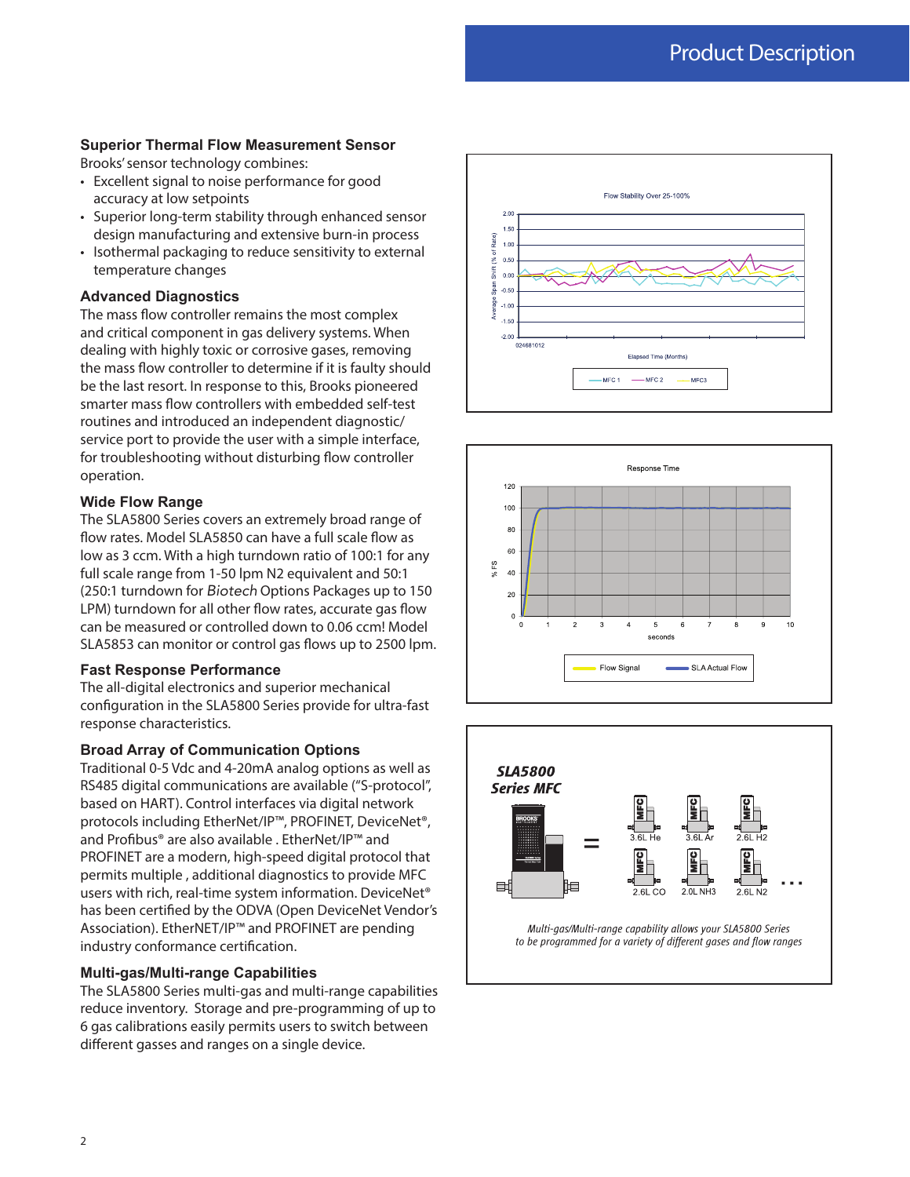## Superior Thermal Flow Measurement Sensor

Brooks' sensor technology combines:

- Excellent signal to noise performance for good accuracy at low setpoints
- Superior long-term stability through enhanced sensor design manufacturing and extensive burn-in process
- Isothermal packaging to reduce sensitivity to external temperature changes

## Advanced Diagnostics

The mass flow controller remains the most complex and critical component in gas delivery systems. When dealing with highly toxic or corrosive gases, removing the mass flow controller to determine if it is faulty should be the last resort. In response to this, Brooks pioneered smarter mass flow controllers with embedded self-test routines and introduced an independent diagnostic/service port to provide the user with a simple interface, for troubleshooting without disturbing flow controller operation.

## Wide Flow Range

The SLA5800 Series covers an extremely broad range of flow rates. Model SLA5850 can have a full scale flow as low as 3 ccm. With a high turndown ratio of 100:1 for any full scale range from 1-50 lpm N2 equivalent and 50:1 (250:1 turndown for *Biotech* Options Packages up to 150 LPM) turndown for all other flow rates, accurate gas flow can be measured or controlled down to 0.06 ccm! Model SLA5853 can monitor or control gas flows up to 2500 lpm.

## Fast Response Performance

The all-digital electronics and superior mechanical configuration in the SLA5800 Series provide for ultra-fast response characteristics.

## Broad Array of Communication Options

Traditional 0-5 Vdc and 4-20mA analog options as well as RS485 digital communications are available ("S-protocol", based on HART). Control interfaces via digital network protocols including EtherNET/IP™, PROFINET, DeviceNet®, and Profibus® are also available . EtherNET/IP™ and PROFINET are a modern, high-speed digital protocol that permits multiple , additional diagnostics to provide MFC users with rich, real-time system information. DeviceNet® has been certified by the ODVA (Open DeviceNet Vendor's Association). EtherNET/IP™ and PROFINET are pending industry conformance certification.

## Multi-gas/Multi-range Capabilities

The SLA5800 Series multi-gas and multi-range capabilities reduce inventory. Storage and pre-programming of up to 6 gas calibrations easily permits users to switch between different gasses and ranges on a single device.

*Multi-gas/Multi-range capability allows your SLA5800 Series to be programmed for a variety of different gases and flow ranges*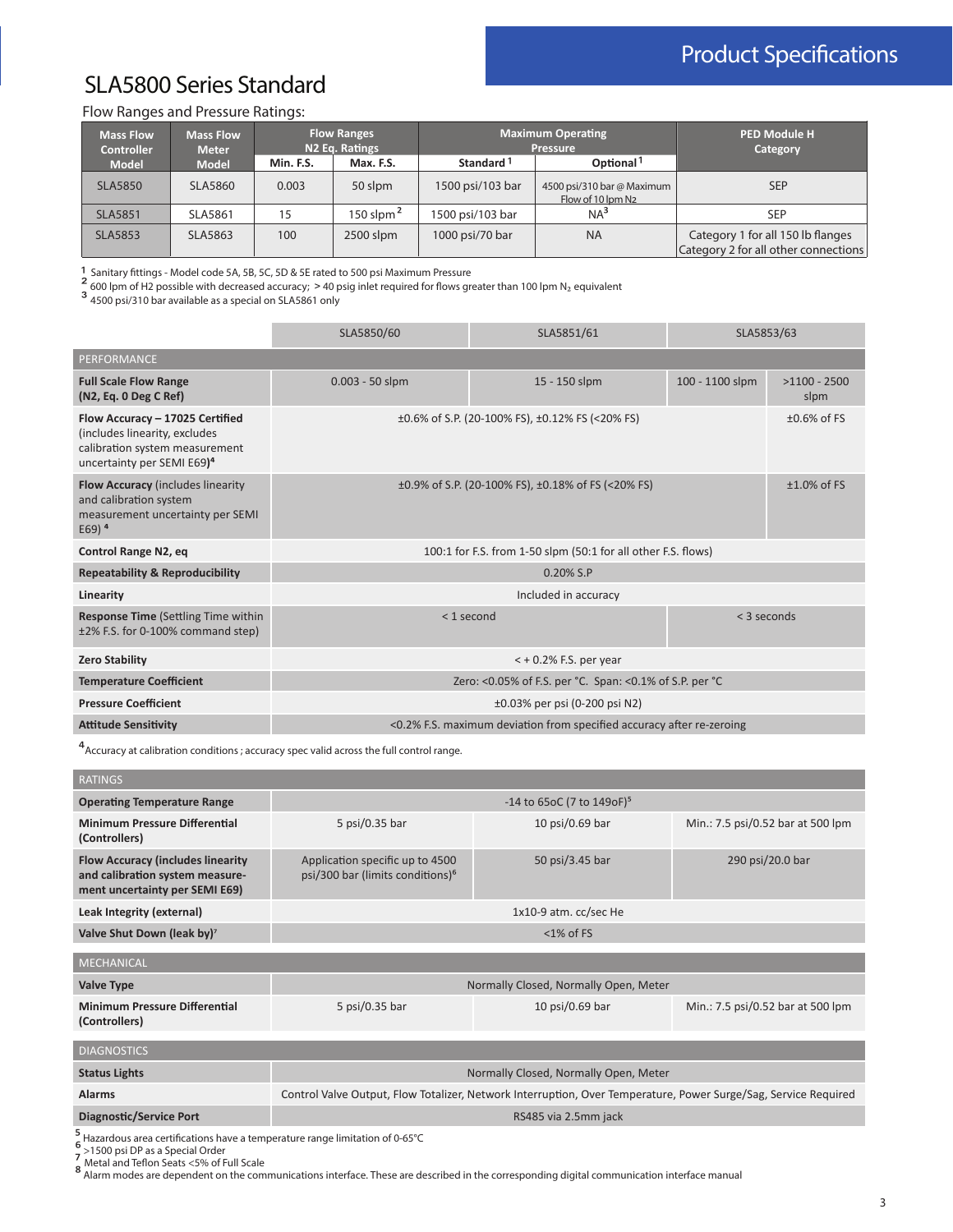# Product Specifications

## SLA5800 Series Standard

Flow Ranges and Pressure Ratings:

| Mass Flow Controller Model | Mass Flow Meter Model | Flow Ranges N2 Eq. Ratings | | Maximum Operating Pressure | | PED Module H Category |
|---|---|---|---|---|---|---|
| | | Min. F.S. | Max. F.S. | Standard [1] | Optional [1] | |
| SLA5850 | SLA5860 | 0.003 | 50 slpm | 1500 psi/103 bar | 4500 psi/310 bar @ Maximum Flow of 10 lpm N2 | SEP |
| SLA5851 | SLA5861 | 15 | 150 slpm [2] | 1500 psi/103 bar | NA[3] | SEP |
| SLA5853 | SLA5863 | 100 | 2500 slpm | 1000 psi/70 bar | NA | Category 1 for all 150 lb flanges Category 2 for all other connections |

[1] Sanitary fittings - Model code 5A, 5B, 5C, 5D & 5E rated to 500 psi Maximum Pressure
[2] 600 lpm of H2 possible with decreased accuracy; > 40 psig inlet required for flows greater than 100 lpm $N_2$ equivalent
[3] 4500 psi/310 bar available as a special on SLA5861 only

| | SLA5850/60 | SLA5851/61 | SLA5853/63 | |
|---|---|---|---|---|
| **PERFORMANCE** | | | | |
| **Full Scale Flow Range (N2, Eq. 0 Deg C Ref)** | 0.003 - 50 slpm | 15 - 150 slpm | 100 - 1100 slpm | >1100 - 2500 slpm |
| **Flow Accuracy – 17025 Certified** (includes linearity, excludes calibration system measurement uncertainty per SEMI E69)[4] | ±0.6% of S.P. (20-100% FS), ±0.12% FS (<20% FS) | | | ±0.6% of FS |
| **Flow Accuracy** (includes linearity and calibration system measurement uncertainty per SEMI E69) [4] | ±0.9% of S.P. (20-100% FS), ±0.18% of FS (<20% FS) | | | ±1.0% of FS |
| **Control Range N2, eq** | 100:1 for F.S. from 1-50 slpm (50:1 for all other F.S. flows) | | | |
| **Repeatability & Reproducibility** | 0.20% S.P | | | |
| **Linearity** | Included in accuracy | | | |
| **Response Time** (Settling Time within ±2% F.S. for 0-100% command step) | < 1 second | | < 3 seconds | |
| **Zero Stability** | < + 0.2% F.S. per year | | | |
| **Temperature Coefficient** | Zero: <0.05% of F.S. per °C. Span: <0.1% of S.P. per °C | | | |
| **Pressure Coefficient** | ±0.03% per psi (0-200 psi N2) | | | |
| **Attitude Sensitivity** | <0.2% F.S. maximum deviation from specified accuracy after re-zeroing | | | |

[4] Accuracy at calibration conditions ; accuracy spec valid across the full control range.

| **RATINGS** | | | |
|---|---|---|---|
| **Operating Temperature Range** | -14 to 65oC (7 to 149oF)[5] | | |
| **Minimum Pressure Differential (Controllers)** | 5 psi/0.35 bar | 10 psi/0.69 bar | Min.: 7.5 psi/0.52 bar at 500 lpm |
| **Flow Accuracy (includes linearity and calibration system measurement uncertainty per SEMI E69)** | Application specific up to 4500 psi/300 bar (limits conditions)[6] | 50 psi/3.45 bar | 290 psi/20.0 bar |
| **Leak Integrity (external)** | 1x10-9 atm. cc/sec He | | |
| **Valve Shut Down (leak by)**[7] | <1% of FS | | |

| **MECHANICAL** | | | |
|---|---|---|---|
| **Valve Type** | Normally Closed, Normally Open, Meter | | |
| **Minimum Pressure Differential (Controllers)** | 5 psi/0.35 bar | 10 psi/0.69 bar | Min.: 7.5 psi/0.52 bar at 500 lpm |

| **DIAGNOSTICS** | |
|---|---|
| **Status Lights** | Normally Closed, Normally Open, Meter |
| **Alarms** | Control Valve Output, Flow Totalizer, Network Interruption, Over Temperature, Power Surge/Sag, Service Required |
| **Diagnostic/Service Port** | RS485 via 2.5mm jack |

[5] Hazardous area certifications have a temperature range limitation of 0-65°C
[6] >1500 psi DP as a Special Order
[7] Metal and Teflon Seats <5% of Full Scale
[8] Alarm modes are dependent on the communications interface. These are described in the corresponding digital communication interface manual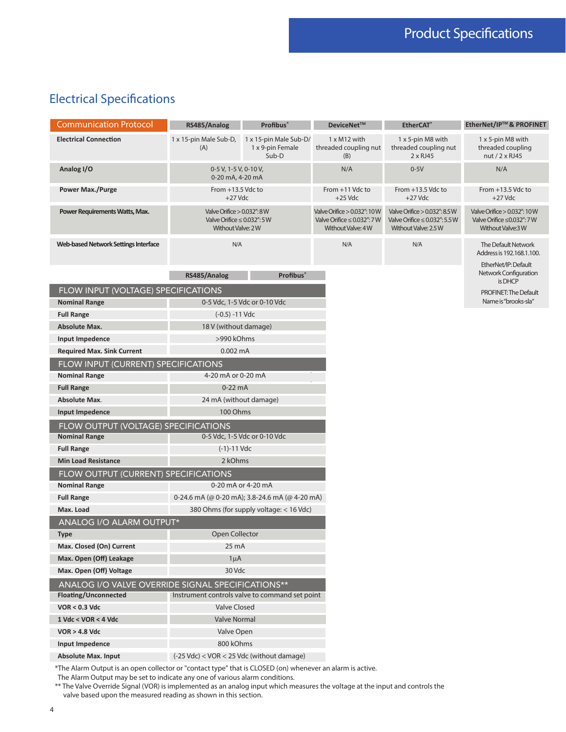# Product Specifications

## Electrical Specifications

| Communication Protocol | RS485/Analog | Profibus® | DeviceNet™ | EtherCAT® | EtherNet/IP™ & PROFINET |
|---|---|---|---|---|---|
| Electrical Connection | 1 x 15-pin Male Sub-D, (A) | 1 x 15-pin Male Sub-D/ 1 x 9-pin Female Sub-D | 1 x M12 with threaded coupling nut (B) | 1 x 5-pin M8 with threaded coupling nut 2 x RJ45 | 1 x 5-pin M8 with threaded coupling nut / 2 x RJ45 |
| Analog I/O | 0-5 V, 1-5 V, 0-10 V, 0-20 mA, 4-20 mA | | N/A | 0-5V | N/A |
| Power Max./Purge | From +13.5 Vdc to +27 Vdc | | From +11 Vdc to +25 Vdc | From +13.5 Vdc to +27 Vdc | From +13.5 Vdc to +27 Vdc |
| Power Requirements Watts, Max. | Valve Orifice > 0.032": 8 W<br>Valve Orifice ≤ 0.032": 5 W<br>Without Valve: 2 W | | Valve Orifice > 0.032": 10 W<br>Valve Orifice ≤ 0.032": 7 W<br>Without Valve: 4 W | Valve Orifice > 0.032": 8.5 W<br>Valve Orifice ≤ 0.032": 5.5 W<br>Without Valve: 2.5 W | Valve Orifice > 0.032": 10 W<br>Valve Orifice ≤0.032": 7 W<br>Without Valve:3 W |
| Web-based Network Settings Interface | N/A | | N/A | N/A | The Default Network Address is 192.168.1.100.<br>EtherNet/IP: Default Network Configuration is DHCP<br>PROFINET: The Default Name is "brooks-sla" |

| | RS485/Analog | Profibus® |
|---|---|---|
| **FLOW INPUT (VOLTAGE) SPECIFICATIONS** | | |
| Nominal Range | 0-5 Vdc, 1-5 Vdc or 0-10 Vdc | |
| Full Range | (-0.5) -11 Vdc | |
| Absolute Max. | 18 V (without damage) | |
| Input Impedence | >990 kOhms | |
| Required Max. Sink Current | 0.002 mA | |
| **FLOW INPUT (CURRENT) SPECIFICATIONS** | | |
| Nominal Range | 4-20 mA or 0-20 mA | |
| Full Range | 0-22 mA | |
| Absolute Max. | 24 mA (without damage) | |
| Input Impedence | 100 Ohms | |
| **FLOW OUTPUT (VOLTAGE) SPECIFICATIONS** | | |
| Nominal Range | 0-5 Vdc, 1-5 Vdc or 0-10 Vdc | |
| Full Range | (-1)-11 Vdc | |
| Min Load Resistance | 2 kOhms | |
| **FLOW OUTPUT (CURRENT) SPECIFICATIONS** | | |
| Nominal Range | 0-20 mA or 4-20 mA | |
| Full Range | 0-24.6 mA (@ 0-20 mA); 3.8-24.6 mA (@ 4-20 mA) | |
| Max. Load | 380 Ohms (for supply voltage: < 16 Vdc) | |
| **ANALOG I/O ALARM OUTPUT*** | | |
| Type | Open Collector | |
| Max. Closed (On) Current | 25 mA | |
| Max. Open (Off) Leakage | 1µA | |
| Max. Open (Off) Voltage | 30 Vdc | |
| **ANALOG I/O VALVE OVERRIDE SIGNAL SPECIFICATIONS**** | | |
| Floating/Unconnected | Instrument controls valve to command set point | |
| VOR < 0.3 Vdc | Valve Closed | |
| 1 Vdc < VOR < 4 Vdc | Valve Normal | |
| VOR > 4.8 Vdc | Valve Open | |
| Input Impedence | 800 kOhms | |
| Absolute Max. Input | (-25 Vdc) < VOR < 25 Vdc (without damage) | |

*The Alarm Output is an open collector or "contact type" that is CLOSED (on) whenever an alarm is active. The Alarm Output may be set to indicate any one of various alarm conditions.

** The Valve Override Signal (VOR) is implemented as an analog input which measures the voltage at the input and controls the valve based upon the measured reading as shown in this section.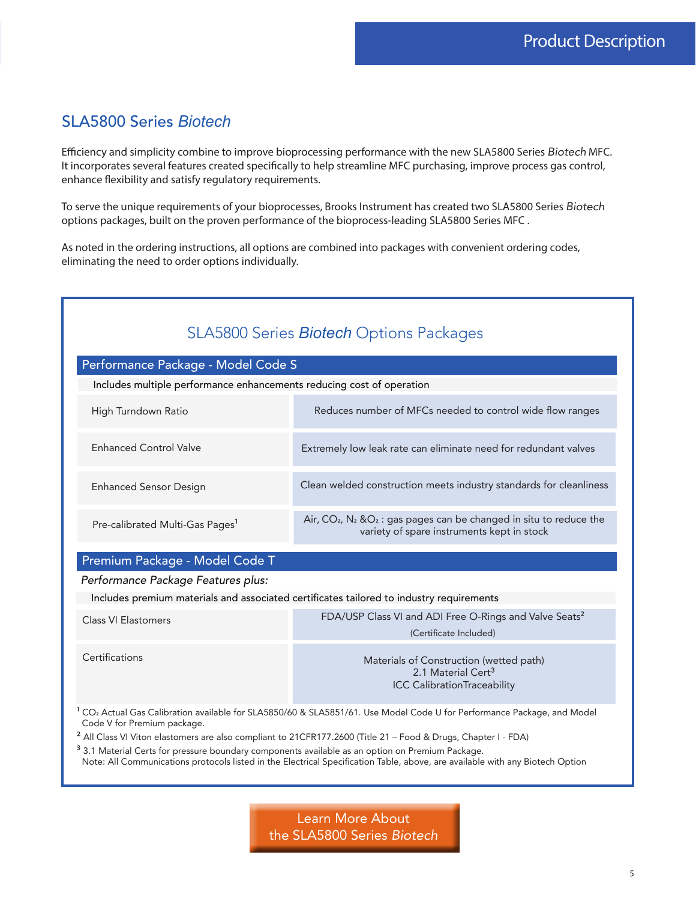## SLA5800 Series *Biotech*

Efficiency and simplicity combine to improve bioprocessing performance with the new SLA5800 Series *Biotech* MFC. It incorporates several features created specifically to help streamline MFC purchasing, improve process gas control, enhance flexibility and satisfy regulatory requirements.

To serve the unique requirements of your bioprocesses, Brooks Instrument has created two SLA5800 Series *Biotech* options packages, built on the proven performance of the bioprocess-leading SLA5800 Series MFC .

As noted in the ordering instructions, all options are combined into packages with convenient ordering codes, eliminating the need to order options individually.

### SLA5800 Series *Biotech* Options Packages

| Performance Package - Model Code S | |
|---|---|
| Includes multiple performance enhancements reducing cost of operation | |
| High Turndown Ratio | Reduces number of MFCs needed to control wide flow ranges |
| Enhanced Control Valve | Extremely low leak rate can eliminate need for redundant valves |
| Enhanced Sensor Design | Clean welded construction meets industry standards for cleanliness |
| Pre-calibrated Multi-Gas Pages[1] | Air, $CO_2$, $N_2$ &$O_2$ : gas pages can be changed in situ to reduce the variety of spare instruments kept in stock |

| Premium Package - Model Code T | |
|---|---|
| *Performance Package Features plus:* | |
| Includes premium materials and associated certificates tailored to industry requirements | |
| Class VI Elastomers | FDA/USP Class VI and ADI Free O-Rings and Valve Seats[2] (Certificate Included) |
| Certifications | Materials of Construction (wetted path)<br>2.1 Material Cert[3]<br>ICC CalibrationTraceability |

[1] $CO_2$ Actual Gas Calibration available for SLA5850/60 & SLA5851/61. Use Model Code U for Performance Package, and Model Code V for Premium package.

[2] All Class VI Viton elastomers are also compliant to 21CFR177.2600 (Title 21 – Food & Drugs, Chapter I - FDA)

[3] 3.1 Material Certs for pressure boundary components available as an option on Premium Package.
Note: All Communications protocols listed in the Electrical Specification Table, above, are available with any Biotech Option

Learn More About the SLA5800 Series *Biotech*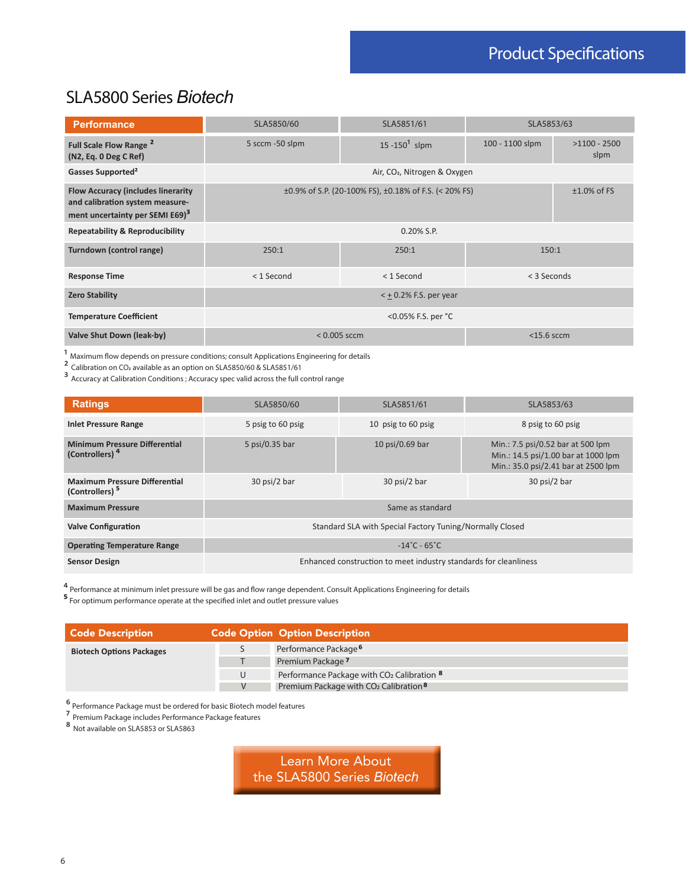# Product Specifications

## SLA5800 Series *Biotech*

| Performance | SLA5850/60 | SLA5851/61 | SLA5853/63 | |
|---|---|---|---|---|
| **Full Scale Flow Range [2] (N2, Eq. 0 Deg C Ref)** | 5 sccm -50 slpm | 15 -150[1] slpm | 100 - 1100 slpm | >1100 - 2500 slpm |
| **Gasses Supported[2]** | Air, $CO_2$, Nitrogen & Oxygen | | | |
| **Flow Accuracy (includes linearity and calibration system measurement uncertainty per SEMI E69)[3]** | ±0.9% of S.P. (20-100% FS), ±0.18% of F.S. (< 20% FS) | | | ±1.0% of FS |
| **Repeatability & Reproducibility** | 0.20% S.P. | | | |
| **Turndown (control range)** | 250:1 | 250:1 | 150:1 | |
| **Response Time** | < 1 Second | < 1 Second | < 3 Seconds | |
| **Zero Stability** | < ± 0.2% F.S. per year | | | |
| **Temperature Coefficient** | <0.05% F.S. per °C | | | |
| **Valve Shut Down (leak-by)** | < 0.005 sccm | | <15.6 sccm | |

[1] Maximum flow depends on pressure conditions; consult Applications Engineering for details
[2] Calibration on $CO_2$ available as an option on SLA5850/60 & SLA5851/61
[3] Accuracy at Calibration Conditions ; Accuracy spec valid across the full control range

| Ratings | SLA5850/60 | SLA5851/61 | SLA5853/63 |
|---|---|---|---|
| **Inlet Pressure Range** | 5 psig to 60 psig | 10 psig to 60 psig | 8 psig to 60 psig |
| **Minimum Pressure Differential (Controllers) [4]** | 5 psi/0.35 bar | 10 psi/0.69 bar | Min.: 7.5 psi/0.52 bar at 500 lpm<br>Min.: 14.5 psi/1.00 bar at 1000 lpm<br>Min.: 35.0 psi/2.41 bar at 2500 lpm |
| **Maximum Pressure Differential (Controllers) [5]** | 30 psi/2 bar | 30 psi/2 bar | 30 psi/2 bar |
| **Maximum Pressure** | Same as standard | | |
| **Valve Configuration** | Standard SLA with Special Factory Tuning/Normally Closed | | |
| **Operating Temperature Range** | -14˚C - 65˚C | | |
| **Sensor Design** | Enhanced construction to meet industry standards for cleanliness | | |

[4] Performance at minimum inlet pressure will be gas and flow range dependent. Consult Applications Engineering for details
[5] For optimum performance operate at the specified inlet and outlet pressure values

| Code Description | Code Option | Option Description |
|---|---|---|
| **Biotech Options Packages** | S | Performance Package[6] |
| | T | Premium Package[7] |
| | U | Performance Package with $CO_2$ Calibration [8] |
| | V | Premium Package with $CO_2$ Calibration[8] |

[6] Performance Package must be ordered for basic Biotech model features
[7] Premium Package includes Performance Package features
[8] Not available on SLA5853 or SLA5863

Learn More About the SLA5800 Series *Biotech*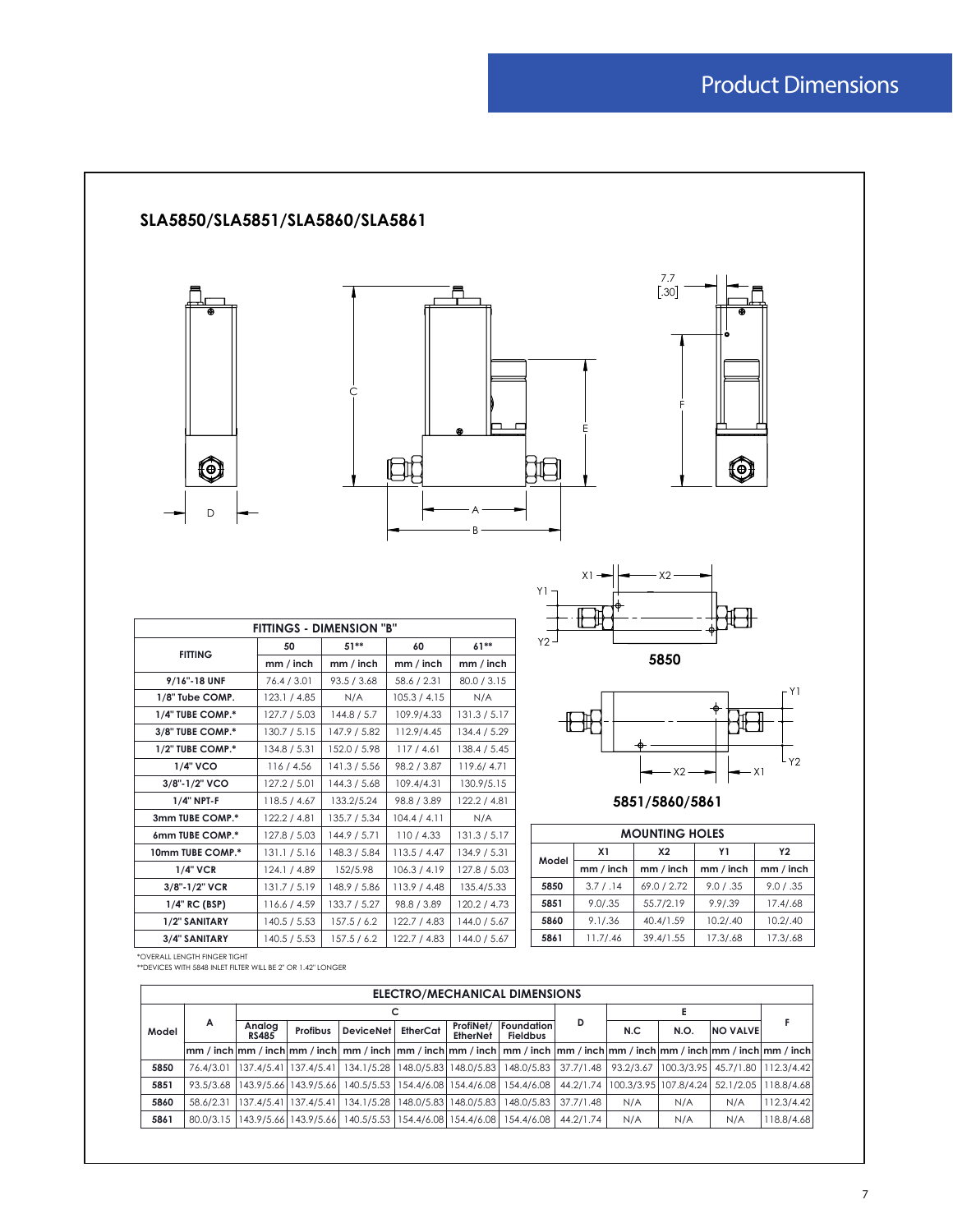# Product Dimensions

## SLA5850/SLA5851/SLA5860/SLA5861

7.7 [.30]

D C E A B F

X1 X2 Y1 Y2

**5850**

**5851/5860/5861**

| FITTINGS - DIMENSION "B" | | | | |
|---|---|---|---|---|
| FITTING | 50 | 51** | 60 | 61** |
| | mm / inch | mm / inch | mm / inch | mm / inch |
| 9/16"-18 UNF | 76.4 / 3.01 | 93.5 / 3.68 | 58.6 / 2.31 | 80.0 / 3.15 |
| 1/8" Tube COMP. | 123.1 / 4.85 | N/A | 105.3 / 4.15 | N/A |
| 1/4" TUBE COMP.* | 127.7 / 5.03 | 144.8 / 5.7 | 109.9/4.33 | 131.3 / 5.17 |
| 3/8" TUBE COMP.* | 130.7 / 5.15 | 147.9 / 5.82 | 112.9/4.45 | 134.4 / 5.29 |
| 1/2" TUBE COMP.* | 134.8 / 5.31 | 152.0 / 5.98 | 117 / 4.61 | 138.4 / 5.45 |
| 1/4" VCO | 116 / 4.56 | 141.3 / 5.56 | 98.2 / 3.87 | 119.6/ 4.71 |
| 3/8"-1/2" VCO | 127.2 / 5.01 | 144.3 / 5.68 | 109.4/4.31 | 130.9/5.15 |
| 1/4" NPT-F | 118.5 / 4.67 | 133.2/5.24 | 98.8 / 3.89 | 122.2 / 4.81 |
| 3mm TUBE COMP.* | 122.2 / 4.81 | 135.7 / 5.34 | 104.4 / 4.11 | N/A |
| 6mm TUBE COMP.* | 127.8 / 5.03 | 144.9 / 5.71 | 110 / 4.33 | 131.3 / 5.17 |
| 10mm TUBE COMP.* | 131.1 / 5.16 | 148.3 / 5.84 | 113.5 / 4.47 | 134.9 / 5.31 |
| 1/4" VCR | 124.1 / 4.89 | 152/5.98 | 106.3 / 4.19 | 127.8 / 5.03 |
| 3/8"-1/2" VCR | 131.7 / 5.19 | 148.9 / 5.86 | 113.9 / 4.48 | 135.4/5.33 |
| 1/4" RC (BSP) | 116.6 / 4.59 | 133.7 / 5.27 | 98.8 / 3.89 | 120.2 / 4.73 |
| 1/2" SANITARY | 140.5 / 5.53 | 157.5 / 6.2 | 122.7 / 4.83 | 144.0 / 5.67 |
| 3/4" SANITARY | 140.5 / 5.53 | 157.5 / 6.2 | 122.7 / 4.83 | 144.0 / 5.67 |

*OVERALL LENGTH FINGER TIGHT
**DEVICES WITH 5848 INLET FILTER WILL BE 2" OR 1.42" LONGER

| MOUNTING HOLES | | | | |
|---|---|---|---|---|
| Model | X1 | X2 | Y1 | Y2 |
| | mm / inch | mm / inch | mm / inch | mm / inch |
| 5850 | 3.7 / .14 | 69.0 / 2.72 | 9.0 / .35 | 9.0 / .35 |
| 5851 | 9.0/.35 | 55.7/2.19 | 9.9/.39 | 17.4/.68 |
| 5860 | 9.1/.36 | 40.4/1.59 | 10.2/.40 | 10.2/.40 |
| 5861 | 11.7/.46 | 39.4/1.55 | 17.3/.68 | 17.3/.68 |

| ELECTRO/MECHANICAL DIMENSIONS | | | | | | | | | | | | |
|---|---|---|---|---|---|---|---|---|---|---|---|---|
| Model | A | C | | | | | | D | E | | | F |
| | | Analog RS485 | Profibus | DeviceNet | EtherCat | ProfiNet/ EtherNet | Foundation Fieldbus | | N.C | N.O. | NO VALVE | |
| | mm / inch | mm / inch | mm / inch | mm / inch | mm / inch | mm / inch | mm / inch | mm / inch | mm / inch | mm / inch | mm / inch | mm / inch |
| 5850 | 76.4/3.01 | 137.4/5.41 | 137.4/5.41 | 134.1/5.28 | 148.0/5.83 | 148.0/5.83 | 148.0/5.83 | 37.7/1.48 | 93.2/3.67 | 100.3/3.95 | 45.7/1.80 | 112.3/4.42 |
| 5851 | 93.5/3.68 | 143.9/5.66 | 143.9/5.66 | 140.5/5.53 | 154.4/6.08 | 154.4/6.08 | 154.4/6.08 | 44.2/1.74 | 100.3/3.95 | 107.8/4.24 | 52.1/2.05 | 118.8/4.68 |
| 5860 | 58.6/2.31 | 137.4/5.41 | 137.4/5.41 | 134.1/5.28 | 148.0/5.83 | 148.0/5.83 | 148.0/5.83 | 37.7/1.48 | N/A | N/A | N/A | 112.3/4.42 |
| 5861 | 80.0/3.15 | 143.9/5.66 | 143.9/5.66 | 140.5/5.53 | 154.4/6.08 | 154.4/6.08 | 154.4/6.08 | 44.2/1.74 | N/A | N/A | N/A | 118.8/4.68 |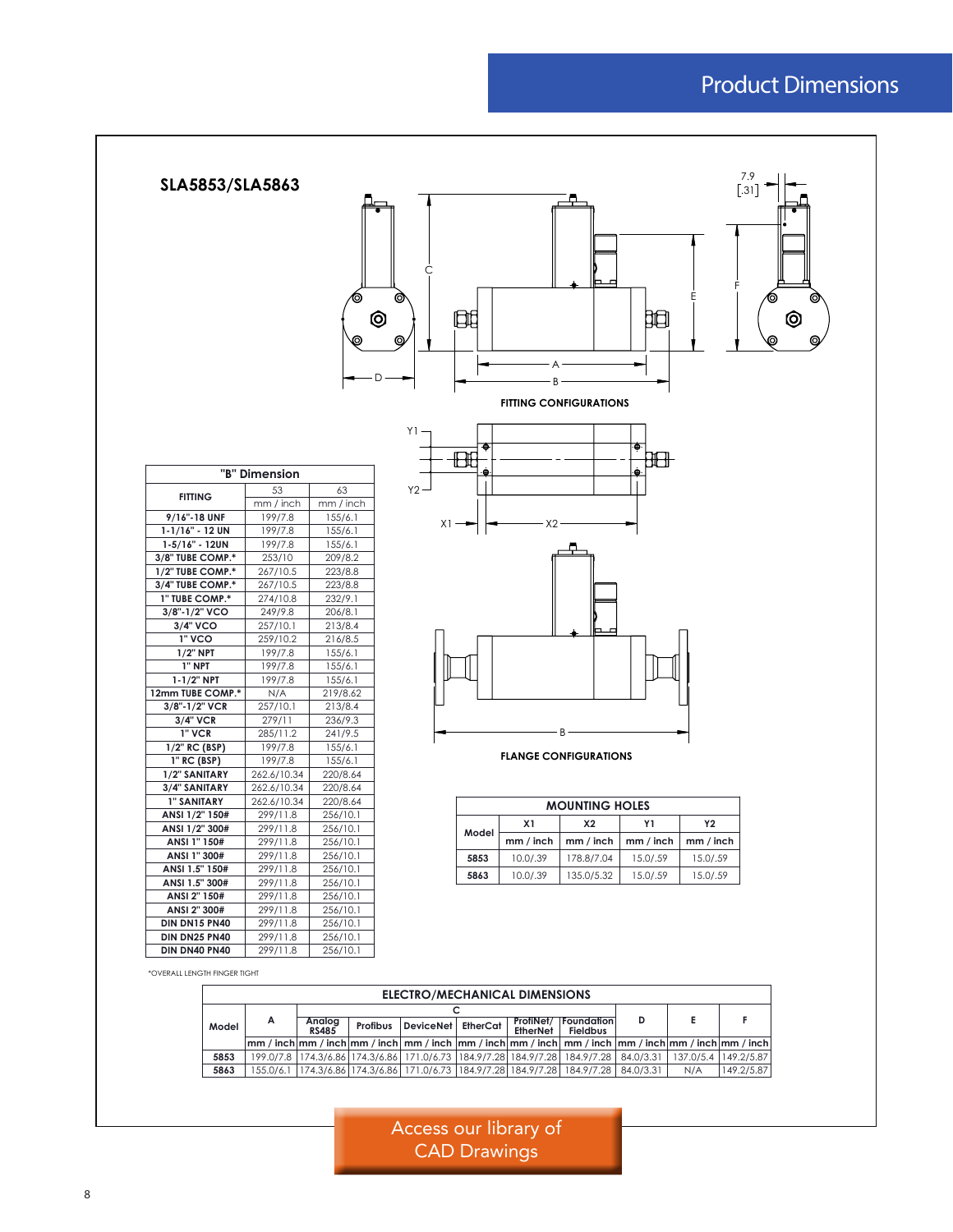# Product Dimensions

## SLA5853/SLA5863

FITTING CONFIGURATIONS

FLANGE CONFIGURATIONS

| "B" Dimension | | |
|---|---|---|
| FITTING | 53 | 63 |
| | mm / inch | mm / inch |
| 9/16"-18 UNF | 199/7.8 | 155/6.1 |
| 1-1/16" - 12 UN | 199/7.8 | 155/6.1 |
| 1-5/16" - 12UN | 199/7.8 | 155/6.1 |
| 3/8" TUBE COMP.* | 253/10 | 209/8.2 |
| 1/2" TUBE COMP.* | 267/10.5 | 223/8.8 |
| 3/4" TUBE COMP.* | 267/10.5 | 223/8.8 |
| 1" TUBE COMP.* | 274/10.8 | 232/9.1 |
| 3/8"-1/2" VCO | 249/9.8 | 206/8.1 |
| 3/4" VCO | 257/10.1 | 213/8.4 |
| 1" VCO | 259/10.2 | 216/8.5 |
| 1/2" NPT | 199/7.8 | 155/6.1 |
| 1" NPT | 199/7.8 | 155/6.1 |
| 1-1/2" NPT | 199/7.8 | 155/6.1 |
| 12mm TUBE COMP.* | N/A | 219/8.62 |
| 3/8"-1/2" VCR | 257/10.1 | 213/8.4 |
| 3/4" VCR | 279/11 | 236/9.3 |
| 1" VCR | 285/11.2 | 241/9.5 |
| 1/2" RC (BSP) | 199/7.8 | 155/6.1 |
| 1" RC (BSP) | 199/7.8 | 155/6.1 |
| 1/2" SANITARY | 262.6/10.34 | 220/8.64 |
| 3/4" SANITARY | 262.6/10.34 | 220/8.64 |
| 1" SANITARY | 262.6/10.34 | 220/8.64 |
| ANSI 1/2" 150# | 299/11.8 | 256/10.1 |
| ANSI 1/2" 300# | 299/11.8 | 256/10.1 |
| ANSI 1" 150# | 299/11.8 | 256/10.1 |
| ANSI 1" 300# | 299/11.8 | 256/10.1 |
| ANSI 1.5" 150# | 299/11.8 | 256/10.1 |
| ANSI 1.5" 300# | 299/11.8 | 256/10.1 |
| ANSI 2" 150# | 299/11.8 | 256/10.1 |
| ANSI 2" 300# | 299/11.8 | 256/10.1 |
| DIN DN15 PN40 | 299/11.8 | 256/10.1 |
| DIN DN25 PN40 | 299/11.8 | 256/10.1 |
| DIN DN40 PN40 | 299/11.8 | 256/10.1 |

*OVERALL LENGTH FINGER TIGHT

| MOUNTING HOLES | | | | |
|---|---|---|---|---|
| Model | X1 | X2 | Y1 | Y2 |
| | mm / inch | mm / inch | mm / inch | mm / inch |
| 5853 | 10.0/.39 | 178.8/7.04 | 15.0/.59 | 15.0/.59 |
| 5863 | 10.0/.39 | 135.0/5.32 | 15.0/.59 | 15.0/.59 |

| ELECTRO/MECHANICAL DIMENSIONS | | | | | | | | | | |
|---|---|---|---|---|---|---|---|---|---|---|
| Model | A | C | | | | | | D | E | F |
| | | Analog RS485 | Profibus | DeviceNet | EtherCat | ProfiNet/ EtherNet | Foundation Fieldbus | | | |
| | mm / inch | mm / inch | mm / inch | mm / inch | mm / inch | mm / inch | mm / inch | mm / inch | mm / inch | mm / inch |
| 5853 | 199.0/7.8 | 174.3/6.86 | 174.3/6.86 | 171.0/6.73 | 184.9/7.28 | 184.9/7.28 | 184.9/7.28 | 84.0/3.31 | 137.0/5.4 | 149.2/5.87 |
| 5863 | 155.0/6.1 | 174.3/6.86 | 174.3/6.86 | 171.0/6.73 | 184.9/7.28 | 184.9/7.28 | 184.9/7.28 | 84.0/3.31 | N/A | 149.2/5.87 |

Access our library of CAD Drawings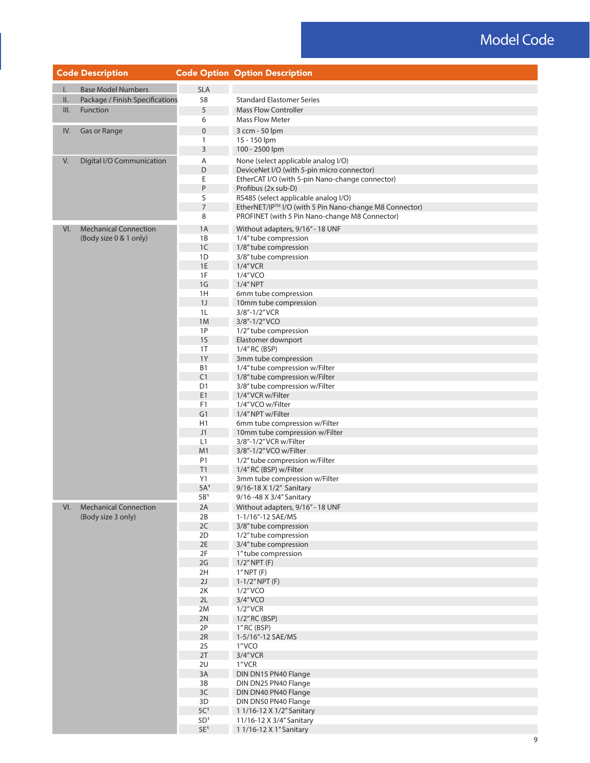# Model Code

| Code Description | | Code Option | Option Description |
|---|---|---|---|
| I. | Base Model Numbers | SLA | |
| II. | Package / Finish Specifications | 58 | Standard Elastomer Series |
| III. | Function | 5 | Mass Flow Controller |
| | | 6 | Mass Flow Meter |
| IV. | Gas or Range | 0 | 3 ccm - 50 lpm |
| | | 1 | 15 - 150 lpm |
| | | 3 | 100 - 2500 lpm |
| V. | Digital I/O Communication | A | None (select applicable analog I/O) |
| | | D | DeviceNet I/O (with 5-pin micro connector) |
| | | E | EtherCAT I/O (with 5-pin Nano-change connector) |
| | | P | Profibus (2x sub-D) |
| | | S | RS485 (select applicable analog I/O) |
| | | 7 | EtherNET/IP™ I/O (with 5 Pin Nano-change M8 Connector) |
| | | 8 | PROFINET (with 5 Pin Nano-change M8 Connector) |
| VI. | Mechanical Connection (Body size 0 & 1 only) | 1A | Without adapters, 9/16" - 18 UNF |
| | | 1B | 1/4" tube compression |
| | | 1C | 1/8" tube compression |
| | | 1D | 3/8" tube compression |
| | | 1E | 1/4" VCR |
| | | 1F | 1/4" VCO |
| | | 1G | 1/4" NPT |
| | | 1H | 6mm tube compression |
| | | 1J | 10mm tube compression |
| | | 1L | 3/8"-1/2" VCR |
| | | 1M | 3/8"-1/2" VCO |
| | | 1P | 1/2" tube compression |
| | | 1S | Elastomer downport |
| | | 1T | 1/4" RC (BSP) |
| | | 1Y | 3mm tube compression |
| | | B1 | 1/4" tube compression w/Filter |
| | | C1 | 1/8" tube compression w/Filter |
| | | D1 | 3/8" tube compression w/Filter |
| | | E1 | 1/4" VCR w/Filter |
| | | F1 | 1/4" VCO w/Filter |
| | | G1 | 1/4" NPT w/Filter |
| | | H1 | 6mm tube compression w/Filter |
| | | J1 | 10mm tube compression w/Filter |
| | | L1 | 3/8"-1/2" VCR w/Filter |
| | | M1 | 3/8"-1/2" VCO w/Filter |
| | | P1 | 1/2" tube compression w/Filter |
| | | T1 | 1/4" RC (BSP) w/Filter |
| | | Y1 | 3mm tube compression w/Filter |
| | | 5A[1] | 9/16-18 X 1/2" Sanitary |
| | | 5B[1] | 9/16 -48 X 3/4" Sanitary |
| VI. | Mechanical Connection (Body size 3 only) | 2A | Without adapters, 9/16" - 18 UNF |
| | | 2B | 1-1/16"-12 SAE/MS |
| | | 2C | 3/8" tube compression |
| | | 2D | 1/2" tube compression |
| | | 2E | 3/4" tube compression |
| | | 2F | 1" tube compression |
| | | 2G | 1/2" NPT (F) |
| | | 2H | 1" NPT (F) |
| | | 2J | 1-1/2" NPT (F) |
| | | 2K | 1/2" VCO |
| | | 2L | 3/4" VCO |
| | | 2M | 1/2" VCR |
| | | 2N | 1/2" RC (BSP) |
| | | 2P | 1" RC (BSP) |
| | | 2R | 1-5/16"-12 SAE/MS |
| | | 2S | 1" VCO |
| | | 2T | 3/4" VCR |
| | | 2U | 1" VCR |
| | | 3A | DIN DN15 PN40 Flange |
| | | 3B | DIN DN25 PN40 Flange |
| | | 3C | DIN DN40 PN40 Flange |
| | | 3D | DIN DN50 PN40 Flange |
| | | 5C[1] | 1 1/16-12 X 1/2" Sanitary |
| | | 5D[1] | 11/16-12 X 3/4" Sanitary |
| | | 5E[1] | 1 1/16-12 X 1" Sanitary |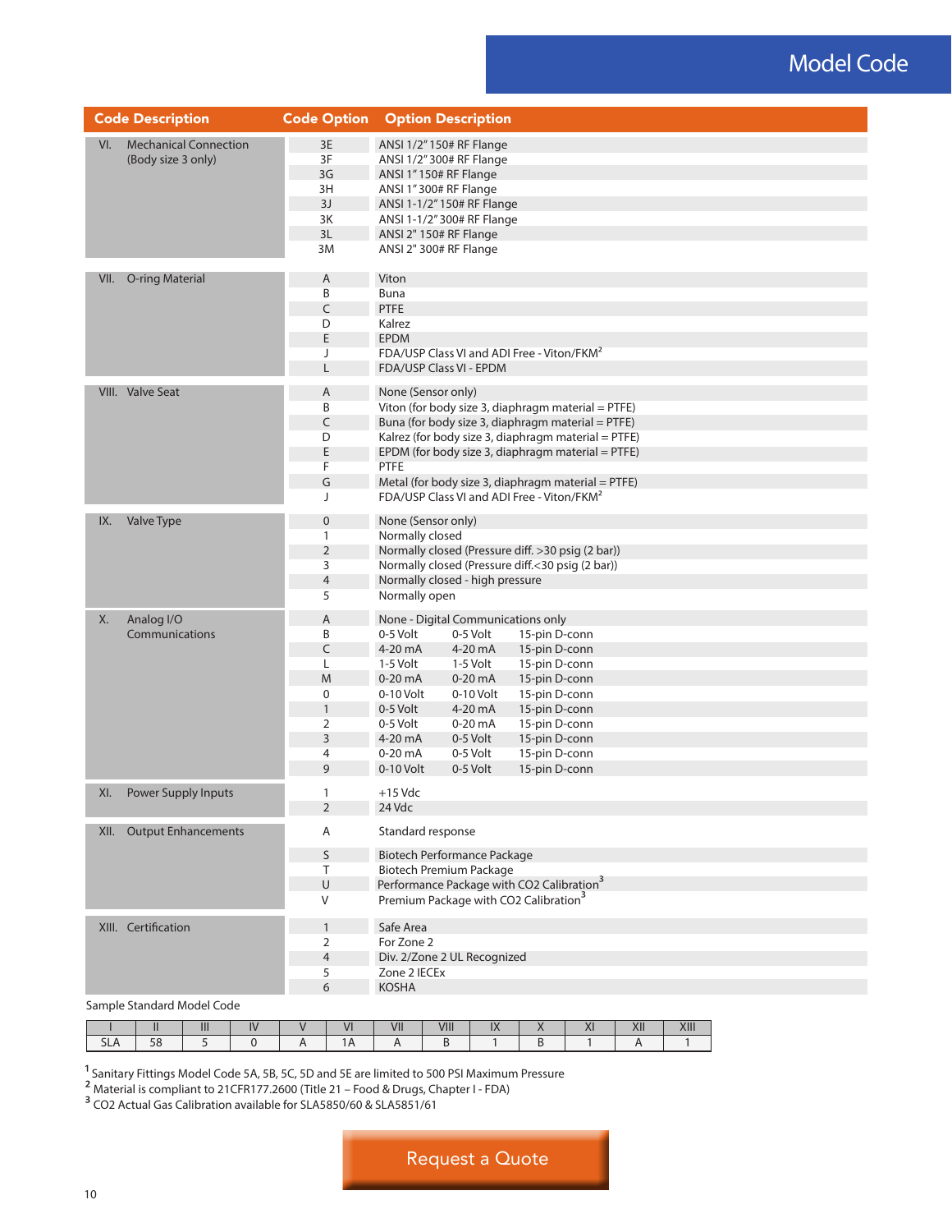# Model Code

| Code Description | Code Option | Option Description |
|---|---|---|
| VI. Mechanical Connection (Body size 3 only) | 3E | ANSI 1/2" 150# RF Flange |
| | 3F | ANSI 1/2" 300# RF Flange |
| | 3G | ANSI 1" 150# RF Flange |
| | 3H | ANSI 1" 300# RF Flange |
| | 3J | ANSI 1-1/2" 150# RF Flange |
| | 3K | ANSI 1-1/2" 300# RF Flange |
| | 3L | ANSI 2" 150# RF Flange |
| | 3M | ANSI 2" 300# RF Flange |
| VII. O-ring Material | A | Viton |
| | B | Buna |
| | C | PTFE |
| | D | Kalrez |
| | E | EPDM |
| | J | FDA/USP Class VI and ADI Free - Viton/FKM[2] |
| | L | FDA/USP Class VI - EPDM |
| VIII. Valve Seat | A | None (Sensor only) |
| | B | Viton (for body size 3, diaphragm material = PTFE) |
| | C | Buna (for body size 3, diaphragm material = PTFE) |
| | D | Kalrez (for body size 3, diaphragm material = PTFE) |
| | E | EPDM (for body size 3, diaphragm material = PTFE) |
| | F | PTFE |
| | G | Metal (for body size 3, diaphragm material = PTFE) |
| | J | FDA/USP Class VI and ADI Free - Viton/FKM[2] |
| IX. Valve Type | 0 | None (Sensor only) |
| | 1 | Normally closed |
| | 2 | Normally closed (Pressure diff. >30 psig (2 bar)) |
| | 3 | Normally closed (Pressure diff.<30 psig (2 bar)) |
| | 4 | Normally closed - high pressure |
| | 5 | Normally open |
| X. Analog I/O Communications | A | None - Digital Communications only |
| | B | 0-5 Volt / 0-5 Volt / 15-pin D-conn |
| | C | 4-20 mA / 4-20 mA / 15-pin D-conn |
| | L | 1-5 Volt / 1-5 Volt / 15-pin D-conn |
| | M | 0-20 mA / 0-20 mA / 15-pin D-conn |
| | 0 | 0-10 Volt / 0-10 Volt / 15-pin D-conn |
| | 1 | 0-5 Volt / 4-20 mA / 15-pin D-conn |
| | 2 | 0-5 Volt / 0-20 mA / 15-pin D-conn |
| | 3 | 4-20 mA / 0-5 Volt / 15-pin D-conn |
| | 4 | 0-20 mA / 0-5 Volt / 15-pin D-conn |
| | 9 | 0-10 Volt / 0-5 Volt / 15-pin D-conn |
| XI. Power Supply Inputs | 1 | +15 Vdc |
| | 2 | 24 Vdc |
| XII. Output Enhancements | A | Standard response |
| | S | Biotech Performance Package |
| | T | Biotech Premium Package |
| | U | Performance Package with CO2 Calibration[3] |
| | V | Premium Package with CO2 Calibration[3] |
| XIII. Certification | 1 | Safe Area |
| | 2 | For Zone 2 |
| | 4 | Div. 2/Zone 2 UL Recognized |
| | 5 | Zone 2 IECEx |
| | 6 | KOSHA |

Sample Standard Model Code

| I | II | III | IV | V | VI | VII | VIII | IX | X | XI | XII | XIII |
|---|---|---|---|---|---|---|---|---|---|---|---|---|
| SLA | 58 | 5 | 0 | A | 1A | A | B | 1 | B | 1 | A | 1 |

[1] Sanitary Fittings Model Code 5A, 5B, 5C, 5D and 5E are limited to 500 PSI Maximum Pressure
[2] Material is compliant to 21CFR177.2600 (Title 21 – Food & Drugs, Chapter I - FDA)
[3] $CO_2$ Actual Gas Calibration available for SLA5850/60 & SLA5851/61

Request a Quote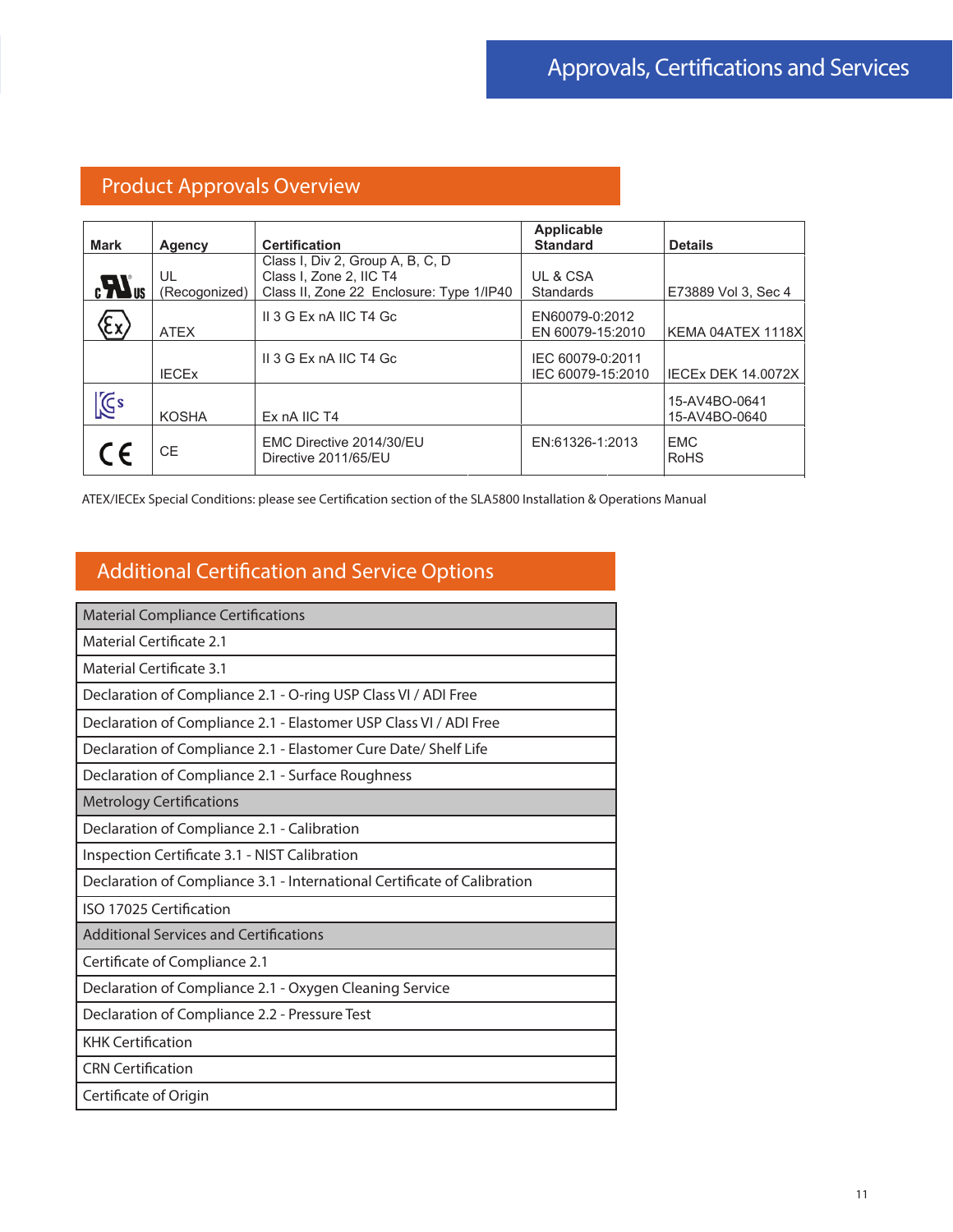# Approvals, Certifications and Services

## Product Approvals Overview

| Mark | Agency | Certification | Applicable Standard | Details |
|---|---|---|---|---|
| cULus | UL (Recognized) | Class I, Div 2, Group A, B, C, D<br>Class I, Zone 2, IIC T4<br>Class II, Zone 22 Enclosure: Type 1/IP40 | UL & CSA Standards | E73889 Vol 3, Sec 4 |
| Ex | ATEX | II 3 G Ex nA IIC T4 Gc | EN60079-0:2012<br>EN 60079-15:2010 | KEMA 04ATEX 1118X |
| | IECEx | II 3 G Ex nA IIC T4 Gc | IEC 60079-0:2011<br>IEC 60079-15:2010 | IECEx DEK 14.0072X |
| KCs | KOSHA | Ex nA IIC T4 | | 15-AV4BO-0641<br>15-AV4BO-0640 |
| CE | CE | EMC Directive 2014/30/EU<br>Directive 2011/65/EU | EN:61326-1:2013 | EMC<br>RoHS |

ATEX/IECEx Special Conditions: please see Certification section of the SLA5800 Installation & Operations Manual

## Additional Certification and Service Options

| Material Compliance Certifications |
|---|
| Material Certificate 2.1 |
| Material Certificate 3.1 |
| Declaration of Compliance 2.1 - O-ring USP Class VI / ADI Free |
| Declaration of Compliance 2.1 - Elastomer USP Class VI / ADI Free |
| Declaration of Compliance 2.1 - Elastomer Cure Date/ Shelf Life |
| Declaration of Compliance 2.1 - Surface Roughness |
| **Metrology Certifications** |
| Declaration of Compliance 2.1 - Calibration |
| Inspection Certificate 3.1 - NIST Calibration |
| Declaration of Compliance 3.1 - International Certificate of Calibration |
| ISO 17025 Certification |
| **Additional Services and Certifications** |
| Certificate of Compliance 2.1 |
| Declaration of Compliance 2.1 - Oxygen Cleaning Service |
| Declaration of Compliance 2.2 - Pressure Test |
| KHK Certification |
| CRN Certification |
| Certificate of Origin |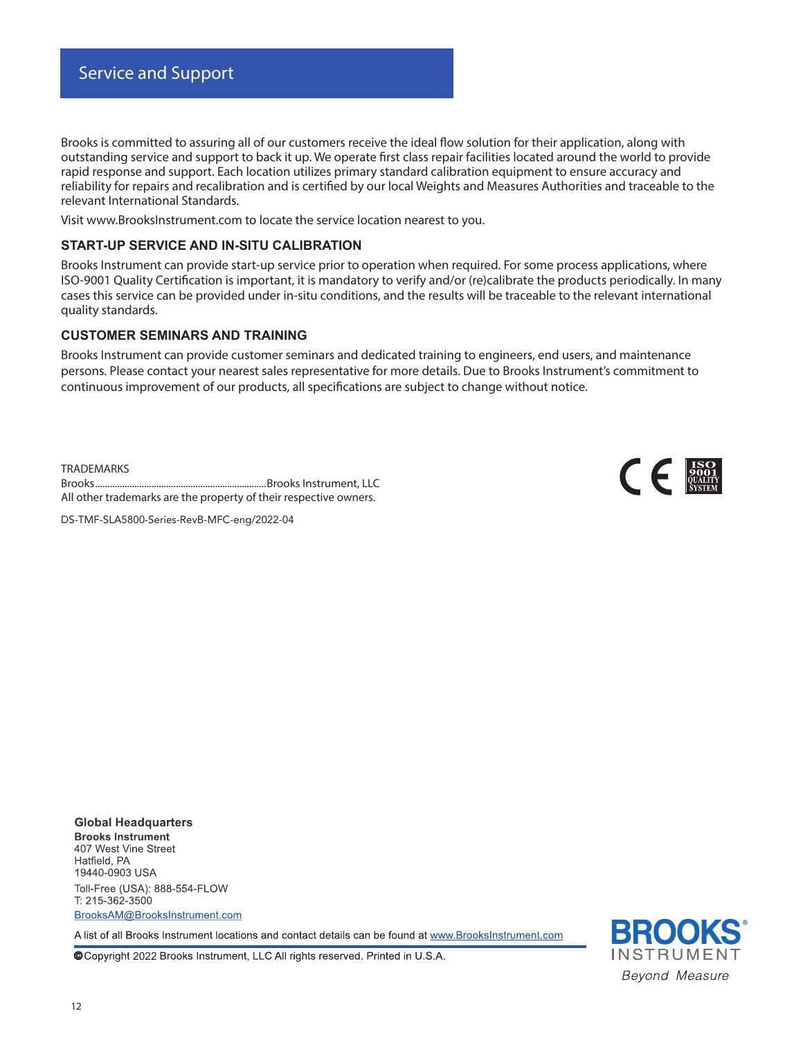# Service and Support

Brooks is committed to assuring all of our customers receive the ideal flow solution for their application, along with outstanding service and support to back it up. We operate first class repair facilities located around the world to provide rapid response and support. Each location utilizes primary standard calibration equipment to ensure accuracy and reliability for repairs and recalibration and is certified by our local Weights and Measures Authorities and traceable to the relevant International Standards.

Visit www.BrooksInstrument.com to locate the service location nearest to you.

### START-UP SERVICE AND IN-SITU CALIBRATION

Brooks Instrument can provide start-up service prior to operation when required. For some process applications, where ISO-9001 Quality Certification is important, it is mandatory to verify and/or (re)calibrate the products periodically. In many cases this service can be provided under in-situ conditions, and the results will be traceable to the relevant international quality standards.

### CUSTOMER SEMINARS AND TRAINING

Brooks Instrument can provide customer seminars and dedicated training to engineers, end users, and maintenance persons. Please contact your nearest sales representative for more details. Due to Brooks Instrument's commitment to continuous improvement of our products, all specifications are subject to change without notice.

TRADEMARKS
Brooks......................................................................Brooks Instrument, LLC
All other trademarks are the property of their respective owners.

DS-TMF-SLA5800-Series-RevB-MFC-eng/2022-04

**Global Headquarters**
**Brooks Instrument**
407 West Vine Street
Hatfield, PA
19440-0903 USA

Toll-Free (USA): 888-554-FLOW
T: 215-362-3500
BrooksAM@BrooksInstrument.com

A list of all Brooks Instrument locations and contact details can be found at www.BrooksInstrument.com

©Copyright 2022 Brooks Instrument, LLC All rights reserved. Printed in U.S.A.

BROOKS® INSTRUMENT
*Beyond Measure*